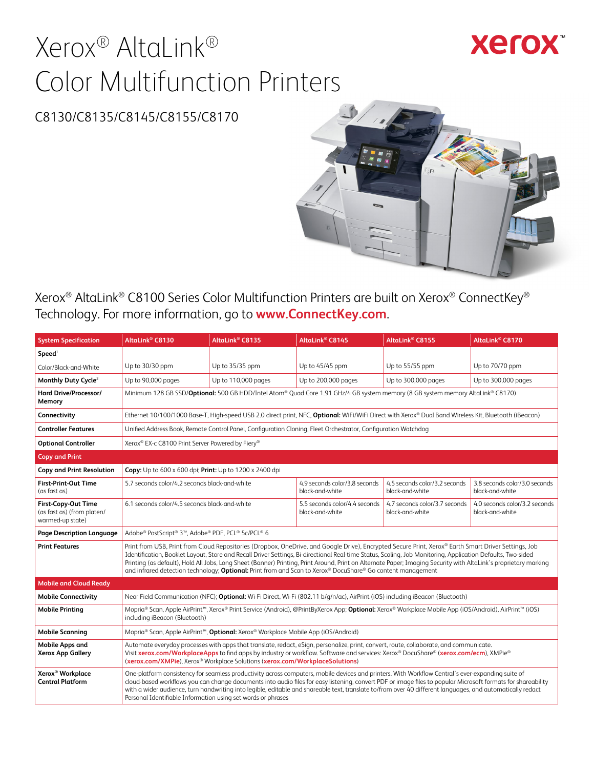# Xerox® AltaLink® Color Multifunction Printers

## C8130/C8135/C8145/C8155/C8170

Xerox® AltaLink® C8100 Series Color Multifunction Printers are built on Xerox® ConnectKey® Technology. For more information, go to **www.ConnectKey.com**.

| System Specification | AltaLink® C8130 | AltaLink® C8135 | AltaLink® C8145 | AltaLink® C8155 | AltaLink® C8170 |
|---|---|---|---|---|---|
| **Speed**[1] | | | | | |
| Color/Black-and-White | Up to 30/30 ppm | Up to 35/35 ppm | Up to 45/45 ppm | Up to 55/55 ppm | Up to 70/70 ppm |
| **Monthly Duty Cycle**[2] | Up to 90,000 pages | Up to 110,000 pages | Up to 200,000 pages | Up to 300,000 pages | Up to 300,000 pages |
| **Hard Drive/Processor/ Memory** | Minimum 128 GB SSD/**Optional:** 500 GB HDD/Intel Atom® Quad Core 1.91 GHz/4 GB system memory (8 GB system memory AltaLink® C8170) | | | | |
| **Connectivity** | Ethernet 10/100/1000 Base-T, High-speed USB 2.0 direct print, NFC, **Optional:** WiFi/WiFi Direct with Xerox® Dual Band Wireless Kit, Bluetooth (iBeacon) | | | | |
| **Controller Features** | Unified Address Book, Remote Control Panel, Configuration Cloning, Fleet Orchestrator, Configuration Watchdog | | | | |
| **Optional Controller** | Xerox® EX-c C8100 Print Server Powered by Fiery® | | | | |
| **Copy and Print** | | | | | |
| **Copy and Print Resolution** | **Copy:** Up to 600 x 600 dpi; **Print:** Up to 1200 x 2400 dpi | | | | |
| **First-Print-Out Time** (as fast as) | 5.7 seconds color/4.2 seconds black-and-white | | 4.9 seconds color/3.8 seconds black-and-white | 4.5 seconds color/3.2 seconds black-and-white | 3.8 seconds color/3.0 seconds black-and-white |
| **First-Copy-Out Time** (as fast as) (from platen/ warmed-up state) | 6.1 seconds color/4.5 seconds black-and-white | | 5.5 seconds color/4.4 seconds black-and-white | 4.7 seconds color/3.7 seconds black-and-white | 4.0 seconds color/3.2 seconds black-and-white |
| **Page Description Language** | Adobe® PostScript® 3™, Adobe® PDF, PCL® 5c/PCL® 6 | | | | |
| **Print Features** | Print from USB, Print from Cloud Repositories (Dropbox, OneDrive, and Google Drive), Encrypted Secure Print, Xerox® Earth Smart Driver Settings, Job Identification, Booklet Layout, Store and Recall Driver Settings, Bi-directional Real-time Status, Scaling, Job Monitoring, Application Defaults, Two-sided Printing (as default), Hold All Jobs, Long Sheet (Banner) Printing, Print Around, Print on Alternate Paper; Imaging Security with AltaLink's proprietary marking and infrared detection technology; **Optional:** Print from and Scan to Xerox® DocuShare® Go content management | | | | |
| **Mobile and Cloud Ready** | | | | | |
| **Mobile Connectivity** | Near Field Communication (NFC); **Optional:** Wi-Fi Direct, Wi-Fi (802.11 b/g/n/ac), AirPrint (iOS) including iBeacon (Bluetooth) | | | | |
| **Mobile Printing** | Mopria® Scan, Apple AirPrint™, Xerox® Print Service (Android), @PrintByXerox App; **Optional:** Xerox® Workplace Mobile App (iOS/Android), AirPrint™ (iOS) including iBeacon (Bluetooth) | | | | |
| **Mobile Scanning** | Mopria® Scan, Apple AirPrint™, **Optional:** Xerox® Workplace Mobile App (iOS/Android) | | | | |
| **Mobile Apps and Xerox App Gallery** | Automate everyday processes with apps that translate, redact, eSign, personalize, print, convert, route, collaborate, and communicate. Visit **xerox.com/WorkplaceApps** to find apps by industry or workflow. Software and services: Xerox® DocuShare® (**xerox.com/ecm**), XMPie® (**xerox.com/XMPie**), Xerox® Workplace Solutions (**xerox.com/WorkplaceSolutions**) | | | | |
| **Xerox® Workplace Central Platform** | One-platform consistency for seamless productivity across computers, mobile devices and printers. With Workflow Central's ever-expanding suite of cloud-based workflows you can change documents into audio files for easy listening, convert PDF or image files to popular Microsoft formats for shareability with a wider audience, turn handwriting into legible, editable and shareable text, translate to/from over 40 different languages, and automatically redact Personal Identifiable Information using set words or phrases | | | | |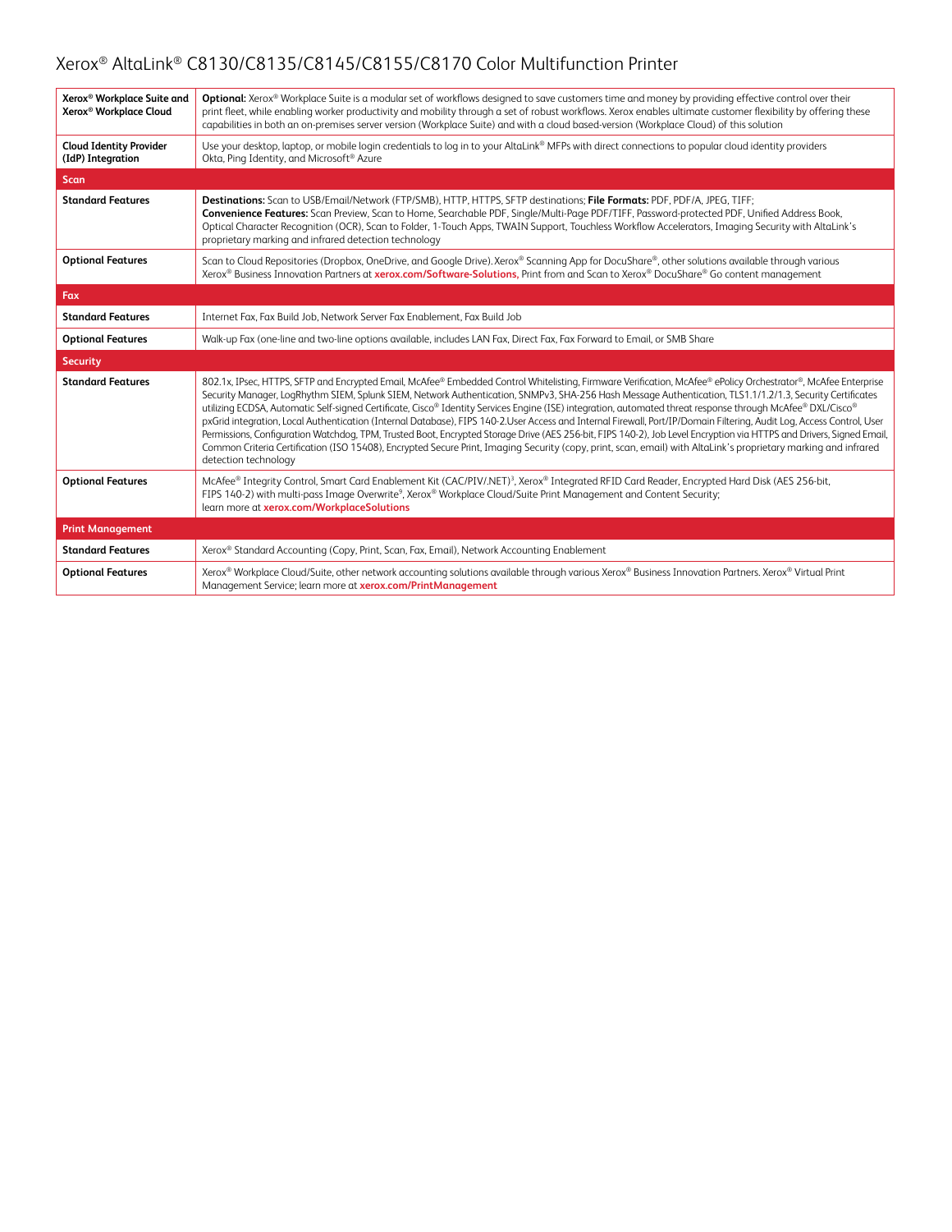# Xerox® AltaLink® C8130/C8135/C8145/C8155/C8170 Color Multifunction Printer

| | |
|---|---|
| **Xerox® Workplace Suite and Xerox® Workplace Cloud** | **Optional:** Xerox® Workplace Suite is a modular set of workflows designed to save customers time and money by providing effective control over their print fleet, while enabling worker productivity and mobility through a set of robust workflows. Xerox enables ultimate customer flexibility by offering these capabilities in both an on-premises server version (Workplace Suite) and with a cloud based-version (Workplace Cloud) of this solution |
| **Cloud Identity Provider (IdP) Integration** | Use your desktop, laptop, or mobile login credentials to log in to your AltaLink® MFPs with direct connections to popular cloud identity providers Okta, Ping Identity, and Microsoft® Azure |
| **Scan** | |
| **Standard Features** | **Destinations:** Scan to USB/Email/Network (FTP/SMB), HTTP, HTTPS, SFTP destinations; **File Formats:** PDF, PDF/A, JPEG, TIFF; **Convenience Features:** Scan Preview, Scan to Home, Searchable PDF, Single/Multi-Page PDF/TIFF, Password-protected PDF, Unified Address Book, Optical Character Recognition (OCR), Scan to Folder, 1-Touch Apps, TWAIN Support, Touchless Workflow Accelerators, Imaging Security with AltaLink's proprietary marking and infrared detection technology |
| **Optional Features** | Scan to Cloud Repositories (Dropbox, OneDrive, and Google Drive). Xerox® Scanning App for DocuShare®, other solutions available through various Xerox® Business Innovation Partners at **xerox.com/Software-Solutions**, Print from and Scan to Xerox® DocuShare® Go content management |
| **Fax** | |
| **Standard Features** | Internet Fax, Fax Build Job, Network Server Fax Enablement, Fax Build Job |
| **Optional Features** | Walk-up Fax (one-line and two-line options available, includes LAN Fax, Direct Fax, Fax Forward to Email, or SMB Share |
| **Security** | |
| **Standard Features** | 802.1x, IPsec, HTTPS, SFTP and Encrypted Email, McAfee® Embedded Control Whitelisting, Firmware Verification, McAfee® ePolicy Orchestrator®, McAfee Enterprise Security Manager, LogRhythm SIEM, Splunk SIEM, Network Authentication, SNMPv3, SHA-256 Hash Message Authentication, TLS1.1/1.2/1.3, Security Certificates utilizing ECDSA, Automatic Self-signed Certificate, Cisco® Identity Services Engine (ISE) integration, automated threat response through McAfee® DXL/Cisco® pxGrid integration, Local Authentication (Internal Database), FIPS 140-2.User Access and Internal Firewall, Port/IP/Domain Filtering, Audit Log, Access Control, User Permissions, Configuration Watchdog, TPM, Trusted Boot, Encrypted Storage Drive (AES 256-bit, FIPS 140-2), Job Level Encryption via HTTPS and Drivers, Signed Email, Common Criteria Certification (ISO 15408), Encrypted Secure Print, Imaging Security (copy, print, scan, email) with AltaLink's proprietary marking and infrared detection technology |
| **Optional Features** | McAfee® Integrity Control, Smart Card Enablement Kit (CAC/PIV/.NET)[3], Xerox® Integrated RFID Card Reader, Encrypted Hard Disk (AES 256-bit, FIPS 140-2) with multi-pass Image Overwrite[9], Xerox® Workplace Cloud/Suite Print Management and Content Security; learn more at **xerox.com/WorkplaceSolutions** |
| **Print Management** | |
| **Standard Features** | Xerox® Standard Accounting (Copy, Print, Scan, Fax, Email), Network Accounting Enablement |
| **Optional Features** | Xerox® Workplace Cloud/Suite, other network accounting solutions available through various Xerox® Business Innovation Partners. Xerox® Virtual Print Management Service; learn more at **xerox.com/PrintManagement** |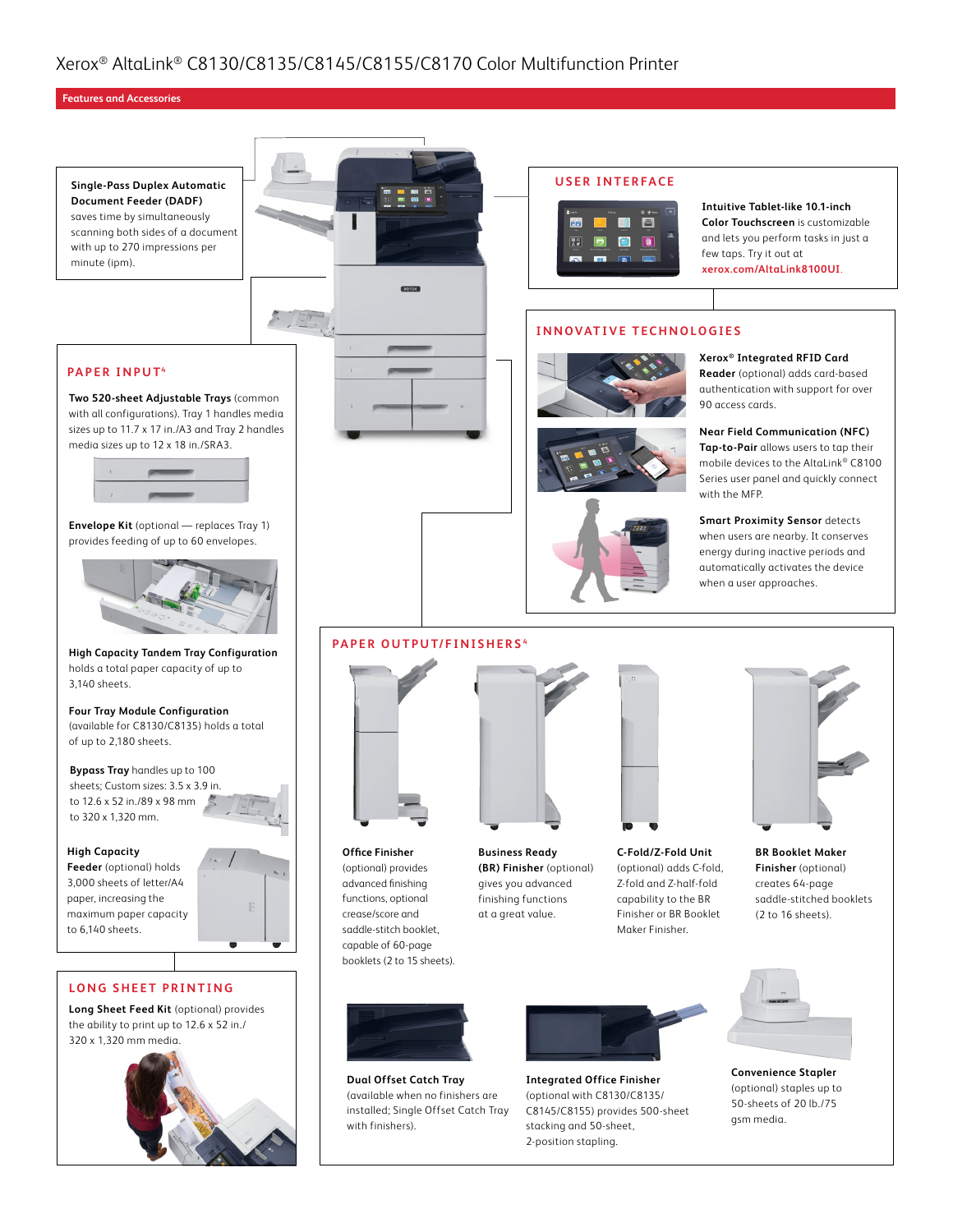# Xerox® AltaLink® C8130/C8135/C8145/C8155/C8170 Color Multifunction Printer

## Features and Accessories

**Single-Pass Duplex Automatic Document Feeder (DADF)** saves time by simultaneously scanning both sides of a document with up to 270 impressions per minute (ipm).

### USER INTERFACE

**Intuitive Tablet-like 10.1-inch Color Touchscreen** is customizable and lets you perform tasks in just a few taps. Try it out at xerox.com/AltaLink8100UI.

### INNOVATIVE TECHNOLOGIES

**Xerox® Integrated RFID Card Reader** (optional) adds card-based authentication with support for over 90 access cards.

**Near Field Communication (NFC) Tap-to-Pair** allows users to tap their mobile devices to the AltaLink® C8100 Series user panel and quickly connect with the MFP.

**Smart Proximity Sensor** detects when users are nearby. It conserves energy during inactive periods and automatically activates the device when a user approaches.

### PAPER INPUT[4]

**Two 520-sheet Adjustable Trays** (common with all configurations). Tray 1 handles media sizes up to 11.7 x 17 in./A3 and Tray 2 handles media sizes up to 12 x 18 in./SRA3.

**Envelope Kit** (optional — replaces Tray 1) provides feeding of up to 60 envelopes.

**High Capacity Tandem Tray Configuration** holds a total paper capacity of up to 3,140 sheets.

**Four Tray Module Configuration** (available for C8130/C8135) holds a total of up to 2,180 sheets.

**Bypass Tray** handles up to 100 sheets; Custom sizes: 3.5 x 3.9 in. to 12.6 x 52 in./89 x 98 mm to 320 x 1,320 mm.

**High Capacity Feeder** (optional) holds 3,000 sheets of letter/A4 paper, increasing the maximum paper capacity to 6,140 sheets.

### LONG SHEET PRINTING

**Long Sheet Feed Kit** (optional) provides the ability to print up to 12.6 x 52 in./320 x 1,320 mm media.

### PAPER OUTPUT/FINISHERS[4]

**Office Finisher** (optional) provides advanced finishing functions, optional crease/score and saddle-stitch booklet, capable of 60-page booklets (2 to 15 sheets).

**Business Ready (BR) Finisher** (optional) gives you advanced finishing functions at a great value.

**C-Fold/Z-Fold Unit** (optional) adds C-fold, Z-fold and Z-half-fold capability to the BR Finisher or BR Booklet Maker Finisher.

**BR Booklet Maker Finisher** (optional) creates 64-page saddle-stitched booklets (2 to 16 sheets).

**Dual Offset Catch Tray** (available when no finishers are installed; Single Offset Catch Tray with finishers).

**Integrated Office Finisher** (optional with C8130/C8135/C8145/C8155) provides 500-sheet stacking and 50-sheet, 2-position stapling.

**Convenience Stapler** (optional) staples up to 50-sheets of 20 lb./75 gsm media.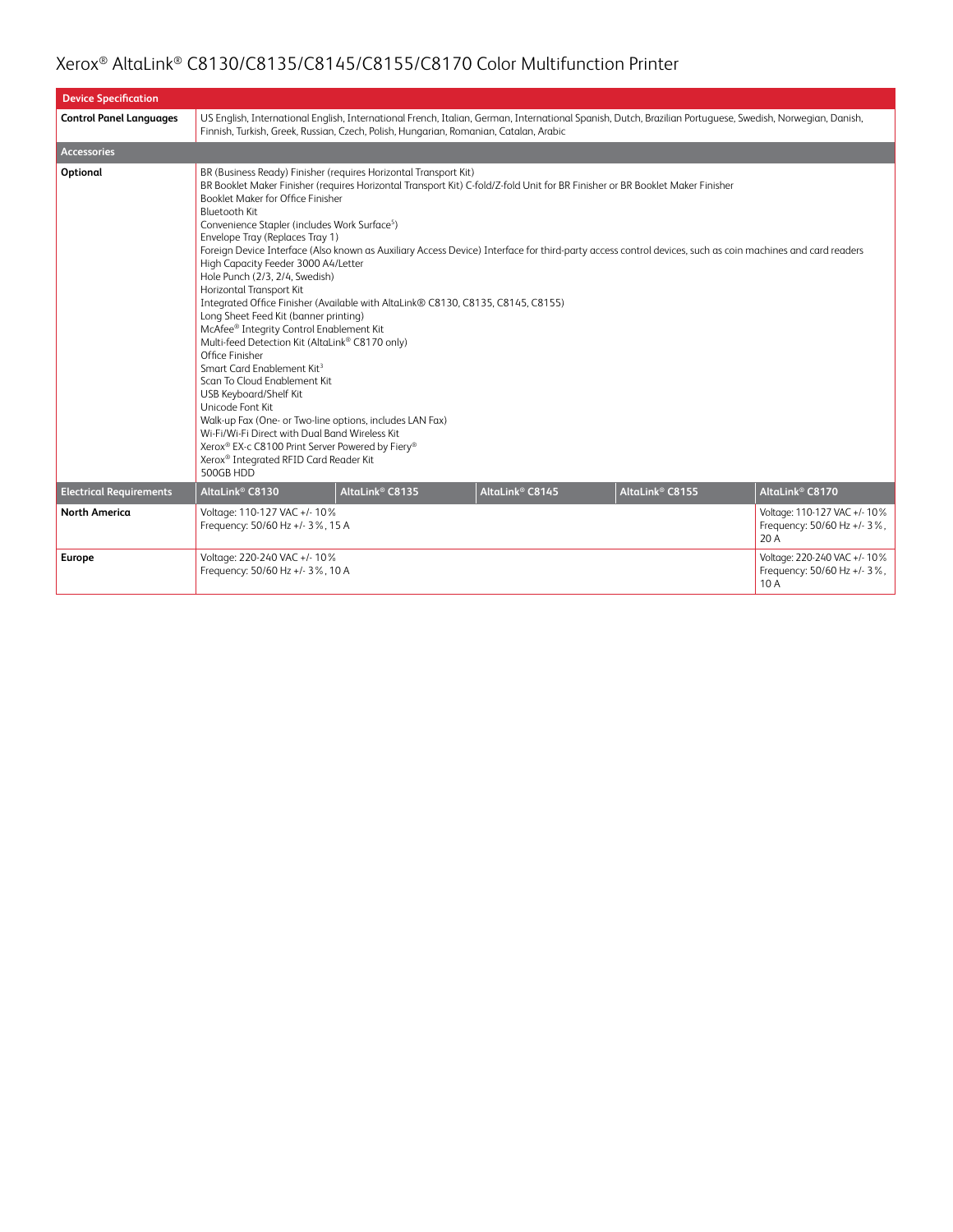# Xerox® AltaLink® C8130/C8135/C8145/C8155/C8170 Color Multifunction Printer

| Device Specification | | | | | |
|---|---|---|---|---|---|
| **Control Panel Languages** | US English, International English, International French, Italian, German, International Spanish, Dutch, Brazilian Portuguese, Swedish, Norwegian, Danish, Finnish, Turkish, Greek, Russian, Czech, Polish, Hungarian, Romanian, Catalan, Arabic | | | | |
| **Accessories** | | | | | |
| **Optional** | BR (Business Ready) Finisher (requires Horizontal Transport Kit)<br>BR Booklet Maker Finisher (requires Horizontal Transport Kit) C-fold/Z-fold Unit for BR Finisher or BR Booklet Maker Finisher<br>Booklet Maker for Office Finisher<br>Bluetooth Kit<br>Convenience Stapler (includes Work Surface[5])<br>Envelope Tray (Replaces Tray 1)<br>Foreign Device Interface (Also known as Auxiliary Access Device) Interface for third-party access control devices, such as coin machines and card readers<br>High Capacity Feeder 3000 A4/Letter<br>Hole Punch (2/3, 2/4, Swedish)<br>Horizontal Transport Kit<br>Integrated Office Finisher (Available with AltaLink® C8130, C8135, C8145, C8155)<br>Long Sheet Feed Kit (banner printing)<br>McAfee® Integrity Control Enablement Kit<br>Multi-feed Detection Kit (AltaLink® C8170 only)<br>Office Finisher<br>Smart Card Enablement Kit[3]<br>Scan To Cloud Enablement Kit<br>USB Keyboard/Shelf Kit<br>Unicode Font Kit<br>Walk-up Fax (One- or Two-line options, includes LAN Fax)<br>Wi-Fi/Wi-Fi Direct with Dual Band Wireless Kit<br>Xerox® EX-c C8100 Print Server Powered by Fiery®<br>Xerox® Integrated RFID Card Reader Kit<br>500GB HDD | | | | |
| **Electrical Requirements** | **AltaLink® C8130** | **AltaLink® C8135** | **AltaLink® C8145** | **AltaLink® C8155** | **AltaLink® C8170** |
| **North America** | Voltage: 110-127 VAC +/- 10%<br>Frequency: 50/60 Hz +/- 3%, 15 A | | | | Voltage: 110-127 VAC +/- 10%<br>Frequency: 50/60 Hz +/- 3%, 20 A |
| **Europe** | Voltage: 220-240 VAC +/- 10%<br>Frequency: 50/60 Hz +/- 3%, 10 A | | | | Voltage: 220-240 VAC +/- 10%<br>Frequency: 50/60 Hz +/- 3%, 10 A |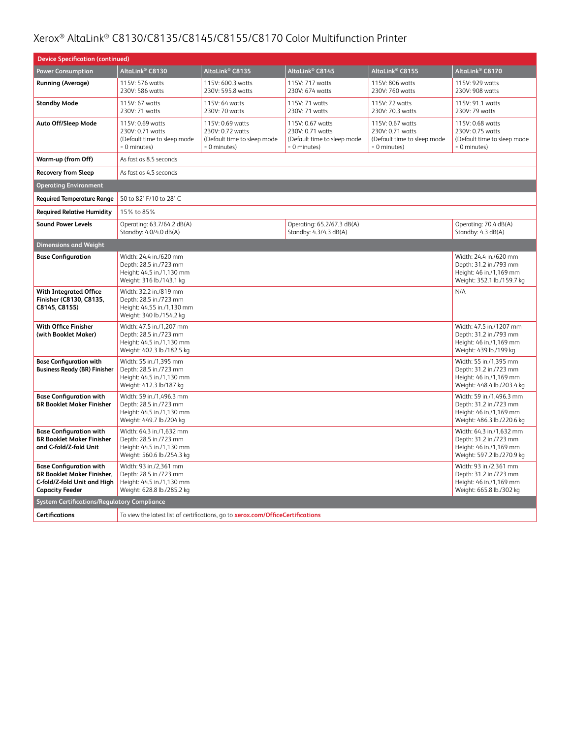# Xerox® AltaLink® C8130/C8135/C8145/C8155/C8170 Color Multifunction Printer

| Device Specification (continued) | | | | | |
|---|---|---|---|---|---|
| **Power Consumption** | **AltaLink® C8130** | **AltaLink® C8135** | **AltaLink® C8145** | **AltaLink® C8155** | **AltaLink® C8170** |
| **Running (Average)** | 115V: 576 watts<br>230V: 586 watts | 115V: 600.3 watts<br>230V: 595.8 watts | 115V: 717 watts<br>230V: 674 watts | 115V: 806 watts<br>230V: 760 watts | 115V: 929 watts<br>230V: 908 watts |
| **Standby Mode** | 115V: 67 watts<br>230V: 71 watts | 115V: 64 watts<br>230V: 70 watts | 115V: 71 watts<br>230V: 71 watts | 115V: 72 watts<br>230V: 70.3 watts | 115V: 91.1 watts<br>230V: 79 watts |
| **Auto Off/Sleep Mode** | 115V: 0.69 watts<br>230V: 0.71 watts<br>(Default time to sleep mode = 0 minutes) | 115V: 0.69 watts<br>230V: 0.72 watts<br>(Default time to sleep mode = 0 minutes) | 115V: 0.67 watts<br>230V: 0.71 watts<br>(Default time to sleep mode = 0 minutes) | 115V: 0.67 watts<br>230V: 0.71 watts<br>(Default time to sleep mode = 0 minutes) | 115V: 0.68 watts<br>230V: 0.75 watts<br>(Default time to sleep mode = 0 minutes) |
| **Warm-up (from Off)** | As fast as 8.5 seconds | | | | |
| **Recovery from Sleep** | As fast as 4.5 seconds | | | | |
| **Operating Environment** | | | | | |
| **Required Temperature Range** | 50 to 82° F/10 to 28° C | | | | |
| **Required Relative Humidity** | 15% to 85% | | | | |
| **Sound Power Levels** | Operating: 63.7/64.2 dB(A)<br>Standby: 4.0/4.0 dB(A) | | Operating: 65.2/67.3 dB(A)<br>Standby: 4.3/4.3 dB(A) | | Operating: 70.4 dB(A)<br>Standby: 4.3 dB(A) |
| **Dimensions and Weight** | | | | | |
| **Base Configuration** | Width: 24.4 in./620 mm<br>Depth: 28.5 in./723 mm<br>Height: 44.5 in./1,130 mm<br>Weight: 316 lb./143.1 kg | | | | Width: 24.4 in./620 mm<br>Depth: 31.2 in./793 mm<br>Height: 46 in./1,169 mm<br>Weight: 352.1 lb./159.7 kg |
| **With Integrated Office Finisher (C8130, C8135, C8145, C8155)** | Width: 32.2 in./819 mm<br>Depth: 28.5 in./723 mm<br>Height: 44.55 in./1,130 mm<br>Weight: 340 lb./154.2 kg | | | | N/A |
| **With Office Finisher (with Booklet Maker)** | Width: 47.5 in./1,207 mm<br>Depth: 28.5 in./723 mm<br>Height: 44.5 in./1,130 mm<br>Weight: 402.3 lb./182.5 kg | | | | Width: 47.5 in./1207 mm<br>Depth: 31.2 in./793 mm<br>Height: 46 in./1,169 mm<br>Weight: 439 lb./199 kg |
| **Base Configuration with Business Ready (BR) Finisher** | Width: 55 in./1,395 mm<br>Depth: 28.5 in./723 mm<br>Height: 44.5 in./1,130 mm<br>Weight: 412.3 lb/187 kg | | | | Width: 55 in./1,395 mm<br>Depth: 31.2 in./723 mm<br>Height: 46 in./1,169 mm<br>Weight: 448.4 lb./203.4 kg |
| **Base Configuration with BR Booklet Maker Finisher** | Width: 59 in./1,496.3 mm<br>Depth: 28.5 in./723 mm<br>Height: 44.5 in./1,130 mm<br>Weight: 449.7 lb./204 kg | | | | Width: 59 in./1,496.3 mm<br>Depth: 31.2 in./723 mm<br>Height: 46 in./1,169 mm<br>Weight: 486.3 lb./220.6 kg |
| **Base Configuration with BR Booklet Maker Finisher and C-fold/Z-fold Unit** | Width: 64.3 in./1,632 mm<br>Depth: 28.5 in./723 mm<br>Height: 44.5 in./1,130 mm<br>Weight: 560.6 lb./254.3 kg | | | | Width: 64.3 in./1,632 mm<br>Depth: 31.2 in./723 mm<br>Height: 46 in./1,169 mm<br>Weight: 597.2 lb./270.9 kg |
| **Base Configuration with BR Booklet Maker Finisher, C-fold/Z-fold Unit and High Capacity Feeder** | Width: 93 in./2,361 mm<br>Depth: 28.5 in./723 mm<br>Height: 44.5 in./1,130 mm<br>Weight: 628.8 lb./285.2 kg | | | | Width: 93 in./2,361 mm<br>Depth: 31.2 in./723 mm<br>Height: 46 in./1,169 mm<br>Weight: 665.8 lb./302 kg |
| **System Certifications/Regulatory Compliance** | | | | | |
| **Certifications** | To view the latest list of certifications, go to **xerox.com/OfficeCertifications** | | | | |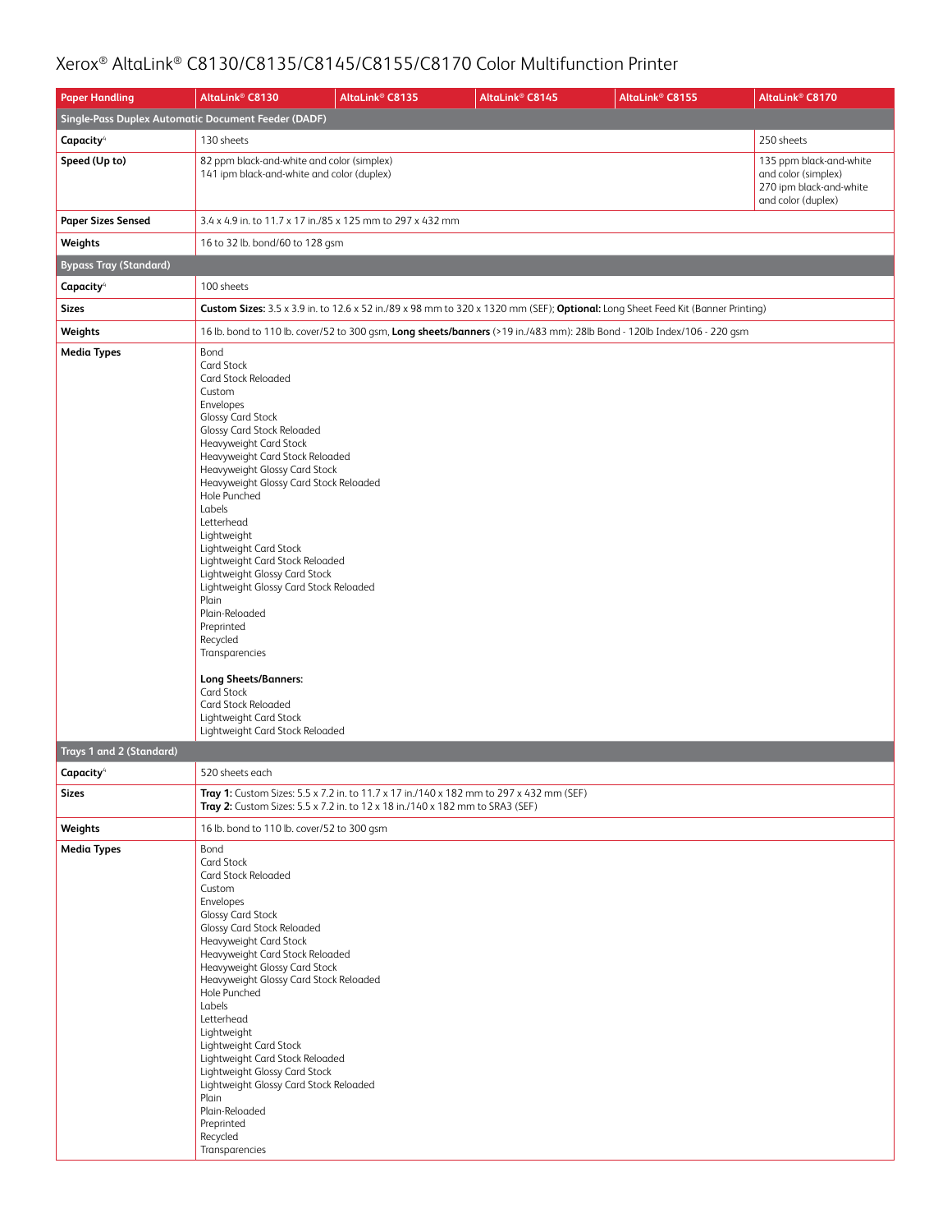# Xerox® AltaLink® C8130/C8135/C8145/C8155/C8170 Color Multifunction Printer

| Paper Handling | AltaLink® C8130 | AltaLink® C8135 | AltaLink® C8145 | AltaLink® C8155 | AltaLink® C8170 |
|---|---|---|---|---|---|
| **Single-Pass Duplex Automatic Document Feeder (DADF)** | | | | | |
| **Capacity**[4] | 130 sheets | | | | 250 sheets |
| **Speed (Up to)** | 82 ppm black-and-white and color (simplex)<br>141 ipm black-and-white and color (duplex) | | | | 135 ppm black-and-white and color (simplex)<br>270 ipm black-and-white and color (duplex) |
| **Paper Sizes Sensed** | 3.4 x 4.9 in. to 11.7 x 17 in./85 x 125 mm to 297 x 432 mm | | | | |
| **Weights** | 16 to 32 lb. bond/60 to 128 gsm | | | | |
| **Bypass Tray (Standard)** | | | | | |
| **Capacity**[4] | 100 sheets | | | | |
| **Sizes** | **Custom Sizes:** 3.5 x 3.9 in. to 12.6 x 52 in./89 x 98 mm to 320 x 1320 mm (SEF); **Optional:** Long Sheet Feed Kit (Banner Printing) | | | | |
| **Weights** | 16 lb. bond to 110 lb. cover/52 to 300 gsm, **Long sheets/banners** (>19 in./483 mm): 28lb Bond - 120lb Index/106 - 220 gsm | | | | |
| **Media Types** | Bond<br>Card Stock<br>Card Stock Reloaded<br>Custom<br>Envelopes<br>Glossy Card Stock<br>Glossy Card Stock Reloaded<br>Heavyweight Card Stock<br>Heavyweight Card Stock Reloaded<br>Heavyweight Glossy Card Stock<br>Heavyweight Glossy Card Stock Reloaded<br>Hole Punched<br>Labels<br>Letterhead<br>Lightweight<br>Lightweight Card Stock<br>Lightweight Card Stock Reloaded<br>Lightweight Glossy Card Stock<br>Lightweight Glossy Card Stock Reloaded<br>Plain<br>Plain-Reloaded<br>Preprinted<br>Recycled<br>Transparencies<br><br>**Long Sheets/Banners:**<br>Card Stock<br>Card Stock Reloaded<br>Lightweight Card Stock<br>Lightweight Card Stock Reloaded | | | | |
| **Trays 1 and 2 (Standard)** | | | | | |
| **Capacity**[4] | 520 sheets each | | | | |
| **Sizes** | **Tray 1:** Custom Sizes: 5.5 x 7.2 in. to 11.7 x 17 in./140 x 182 mm to 297 x 432 mm (SEF)<br>**Tray 2:** Custom Sizes: 5.5 x 7.2 in. to 12 x 18 in./140 x 182 mm to SRA3 (SEF) | | | | |
| **Weights** | 16 lb. bond to 110 lb. cover/52 to 300 gsm | | | | |
| **Media Types** | Bond<br>Card Stock<br>Card Stock Reloaded<br>Custom<br>Envelopes<br>Glossy Card Stock<br>Glossy Card Stock Reloaded<br>Heavyweight Card Stock<br>Heavyweight Card Stock Reloaded<br>Heavyweight Glossy Card Stock<br>Heavyweight Glossy Card Stock Reloaded<br>Hole Punched<br>Labels<br>Letterhead<br>Lightweight<br>Lightweight Card Stock<br>Lightweight Card Stock Reloaded<br>Lightweight Glossy Card Stock<br>Lightweight Glossy Card Stock Reloaded<br>Plain<br>Plain-Reloaded<br>Preprinted<br>Recycled<br>Transparencies | | | | |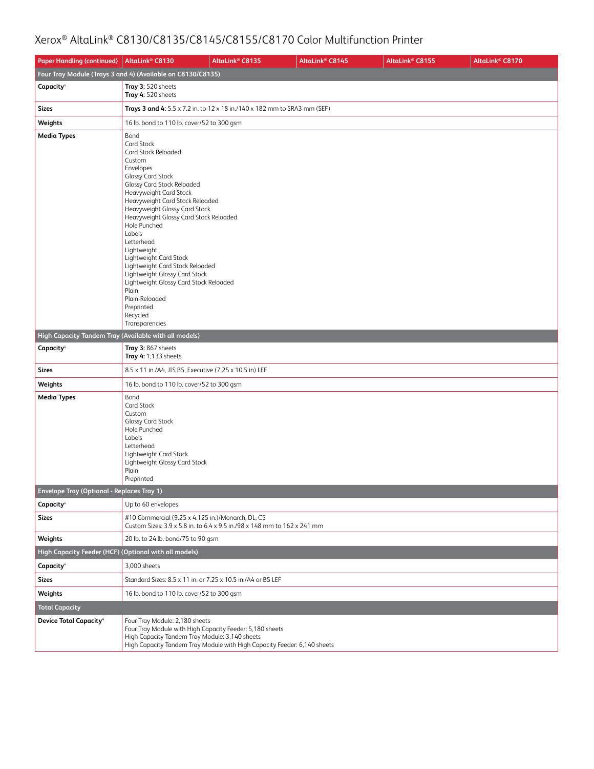# Xerox® AltaLink® C8130/C8135/C8145/C8155/C8170 Color Multifunction Printer

| Paper Handling (continued) | AltaLink® C8130 | AltaLink® C8135 | AltaLink® C8145 | AltaLink® C8155 | AltaLink® C8170 |
|---|---|---|---|---|---|
| **Four Tray Module (Trays 3 and 4) (Available on C8130/C8135)** | | | | | |
| **Capacity**[4] | **Tray 3:** 520 sheets<br>**Tray 4:** 520 sheets | | | | |
| **Sizes** | **Trays 3 and 4:** 5.5 x 7.2 in. to 12 x 18 in./140 x 182 mm to SRA3 mm (SEF) | | | | |
| **Weights** | 16 lb. bond to 110 lb. cover/52 to 300 gsm | | | | |
| **Media Types** | Bond<br>Card Stock<br>Card Stock Reloaded<br>Custom<br>Envelopes<br>Glossy Card Stock<br>Glossy Card Stock Reloaded<br>Heavyweight Card Stock<br>Heavyweight Card Stock Reloaded<br>Heavyweight Glossy Card Stock<br>Heavyweight Glossy Card Stock Reloaded<br>Hole Punched<br>Labels<br>Letterhead<br>Lightweight<br>Lightweight Card Stock<br>Lightweight Card Stock Reloaded<br>Lightweight Glossy Card Stock<br>Lightweight Glossy Card Stock Reloaded<br>Plain<br>Plain-Reloaded<br>Preprinted<br>Recycled<br>Transparencies | | | | |
| **High Capacity Tandem Tray (Available with all models)** | | | | | |
| **Capacity**[4] | **Tray 3:** 867 sheets<br>**Tray 4:** 1,133 sheets | | | | |
| **Sizes** | 8.5 x 11 in./A4, JIS B5, Executive (7.25 x 10.5 in) LEF | | | | |
| **Weights** | 16 lb. bond to 110 lb. cover/52 to 300 gsm | | | | |
| **Media Types** | Bond<br>Card Stock<br>Custom<br>Glossy Card Stock<br>Hole Punched<br>Labels<br>Letterhead<br>Lightweight Card Stock<br>Lightweight Glossy Card Stock<br>Plain<br>Preprinted | | | | |
| **Envelope Tray (Optional - Replaces Tray 1)** | | | | | |
| **Capacity**[4] | Up to 60 envelopes | | | | |
| **Sizes** | #10 Commercial (9.25 x 4.125 in.)/Monarch, DL, C5<br>Custom Sizes: 3.9 x 5.8 in. to 6.4 x 9.5 in./98 x 148 mm to 162 x 241 mm | | | | |
| **Weights** | 20 lb. to 24 lb. bond/75 to 90 gsm | | | | |
| **High Capacity Feeder (HCF) (Optional with all models)** | | | | | |
| **Capacity**[4] | 3,000 sheets | | | | |
| **Sizes** | Standard Sizes: 8.5 x 11 in. or 7.25 x 10.5 in./A4 or B5 LEF | | | | |
| **Weights** | 16 lb. bond to 110 lb. cover/52 to 300 gsm | | | | |
| **Total Capacity** | | | | | |
| **Device Total Capacity**[4] | Four Tray Module: 2,180 sheets<br>Four Tray Module with High Capacity Feeder: 5,180 sheets<br>High Capacity Tandem Tray Module: 3,140 sheets<br>High Capacity Tandem Tray Module with High Capacity Feeder: 6,140 sheets | | | | |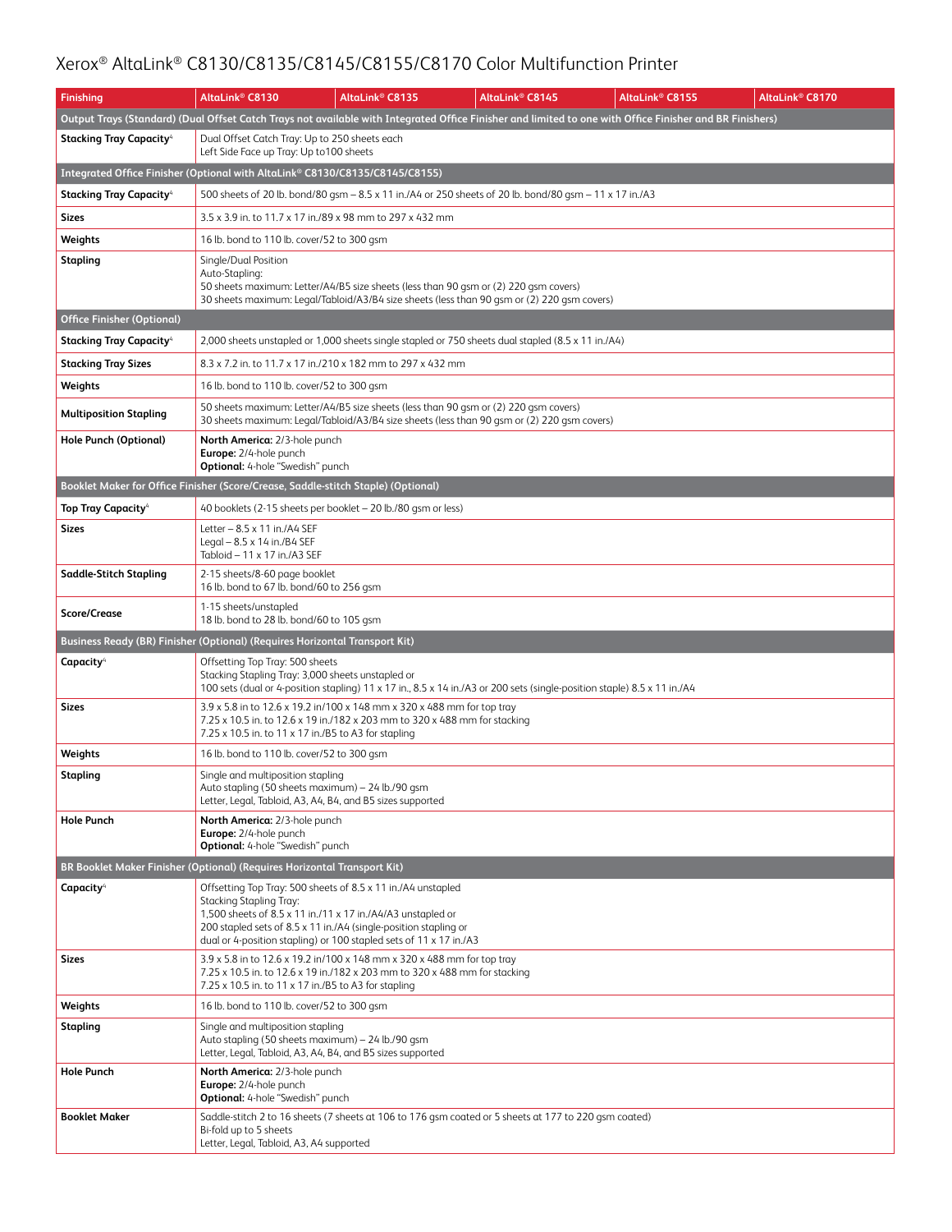# Xerox® AltaLink® C8130/C8135/C8145/C8155/C8170 Color Multifunction Printer

| Finishing | AltaLink® C8130 | AltaLink® C8135 | AltaLink® C8145 | AltaLink® C8155 | AltaLink® C8170 |
|---|---|---|---|---|---|
| **Output Trays (Standard) (Dual Offset Catch Trays not available with Integrated Office Finisher and limited to one with Office Finisher and BR Finishers)** | | | | | |
| **Stacking Tray Capacity**[4] | Dual Offset Catch Tray: Up to 250 sheets each<br>Left Side Face up Tray: Up to100 sheets | | | | |
| **Integrated Office Finisher (Optional with AltaLink® C8130/C8135/C8145/C8155)** | | | | | |
| **Stacking Tray Capacity**[4] | 500 sheets of 20 lb. bond/80 gsm – 8.5 x 11 in./A4 or 250 sheets of 20 lb. bond/80 gsm – 11 x 17 in./A3 | | | | |
| **Sizes** | 3.5 x 3.9 in. to 11.7 x 17 in./89 x 98 mm to 297 x 432 mm | | | | |
| **Weights** | 16 lb. bond to 110 lb. cover/52 to 300 gsm | | | | |
| **Stapling** | Single/Dual Position<br>Auto-Stapling:<br>50 sheets maximum: Letter/A4/B5 size sheets (less than 90 gsm or (2) 220 gsm covers)<br>30 sheets maximum: Legal/Tabloid/A3/B4 size sheets (less than 90 gsm or (2) 220 gsm covers) | | | | |
| **Office Finisher (Optional)** | | | | | |
| **Stacking Tray Capacity**[4] | 2,000 sheets unstapled or 1,000 sheets single stapled or 750 sheets dual stapled (8.5 x 11 in./A4) | | | | |
| **Stacking Tray Sizes** | 8.3 x 7.2 in. to 11.7 x 17 in./210 x 182 mm to 297 x 432 mm | | | | |
| **Weights** | 16 lb. bond to 110 lb. cover/52 to 300 gsm | | | | |
| **Multiposition Stapling** | 50 sheets maximum: Letter/A4/B5 size sheets (less than 90 gsm or (2) 220 gsm covers)<br>30 sheets maximum: Legal/Tabloid/A3/B4 size sheets (less than 90 gsm or (2) 220 gsm covers) | | | | |
| **Hole Punch (Optional)** | **North America:** 2/3-hole punch<br>**Europe:** 2/4-hole punch<br>**Optional:** 4-hole "Swedish" punch | | | | |
| **Booklet Maker for Office Finisher (Score/Crease, Saddle-stitch Staple) (Optional)** | | | | | |
| **Top Tray Capacity**[4] | 40 booklets (2-15 sheets per booklet – 20 lb./80 gsm or less) | | | | |
| **Sizes** | Letter – 8.5 x 11 in./A4 SEF<br>Legal – 8.5 x 14 in./B4 SEF<br>Tabloid – 11 x 17 in./A3 SEF | | | | |
| **Saddle-Stitch Stapling** | 2-15 sheets/8-60 page booklet<br>16 lb. bond to 67 lb. bond/60 to 256 gsm | | | | |
| **Score/Crease** | 1-15 sheets/unstapled<br>18 lb. bond to 28 lb. bond/60 to 105 gsm | | | | |
| **Business Ready (BR) Finisher (Optional) (Requires Horizontal Transport Kit)** | | | | | |
| **Capacity**[4] | Offsetting Top Tray: 500 sheets<br>Stacking Stapling Tray: 3,000 sheets unstapled or<br>100 sets (dual or 4-position stapling) 11 x 17 in., 8.5 x 14 in./A3 or 200 sets (single-position staple) 8.5 x 11 in./A4 | | | | |
| **Sizes** | 3.9 x 5.8 in to 12.6 x 19.2 in/100 x 148 mm x 320 x 488 mm for top tray<br>7.25 x 10.5 in. to 12.6 x 19 in./182 x 203 mm to 320 x 488 mm for stacking<br>7.25 x 10.5 in. to 11 x 17 in./B5 to A3 for stapling | | | | |
| **Weights** | 16 lb. bond to 110 lb. cover/52 to 300 gsm | | | | |
| **Stapling** | Single and multiposition stapling<br>Auto stapling (50 sheets maximum) – 24 lb./90 gsm<br>Letter, Legal, Tabloid, A3, A4, B4, and B5 sizes supported | | | | |
| **Hole Punch** | **North America:** 2/3-hole punch<br>**Europe:** 2/4-hole punch<br>**Optional:** 4-hole "Swedish" punch | | | | |
| **BR Booklet Maker Finisher (Optional) (Requires Horizontal Transport Kit)** | | | | | |
| **Capacity**[4] | Offsetting Top Tray: 500 sheets of 8.5 x 11 in./A4 unstapled<br>Stacking Stapling Tray:<br>1,500 sheets of 8.5 x 11 in./11 x 17 in./A4/A3 unstapled or<br>200 stapled sets of 8.5 x 11 in./A4 (single-position stapling or<br>dual or 4-position stapling) or 100 stapled sets of 11 x 17 in./A3 | | | | |
| **Sizes** | 3.9 x 5.8 in to 12.6 x 19.2 in/100 x 148 mm x 320 x 488 mm for top tray<br>7.25 x 10.5 in. to 12.6 x 19 in./182 x 203 mm to 320 x 488 mm for stacking<br>7.25 x 10.5 in. to 11 x 17 in./B5 to A3 for stapling | | | | |
| **Weights** | 16 lb. bond to 110 lb. cover/52 to 300 gsm | | | | |
| **Stapling** | Single and multiposition stapling<br>Auto stapling (50 sheets maximum) – 24 lb./90 gsm<br>Letter, Legal, Tabloid, A3, A4, B4, and B5 sizes supported | | | | |
| **Hole Punch** | **North America:** 2/3-hole punch<br>**Europe:** 2/4-hole punch<br>**Optional:** 4-hole "Swedish" punch | | | | |
| **Booklet Maker** | Saddle-stitch 2 to 16 sheets (7 sheets at 106 to 176 gsm coated or 5 sheets at 177 to 220 gsm coated)<br>Bi-fold up to 5 sheets<br>Letter, Legal, Tabloid, A3, A4 supported | | | | |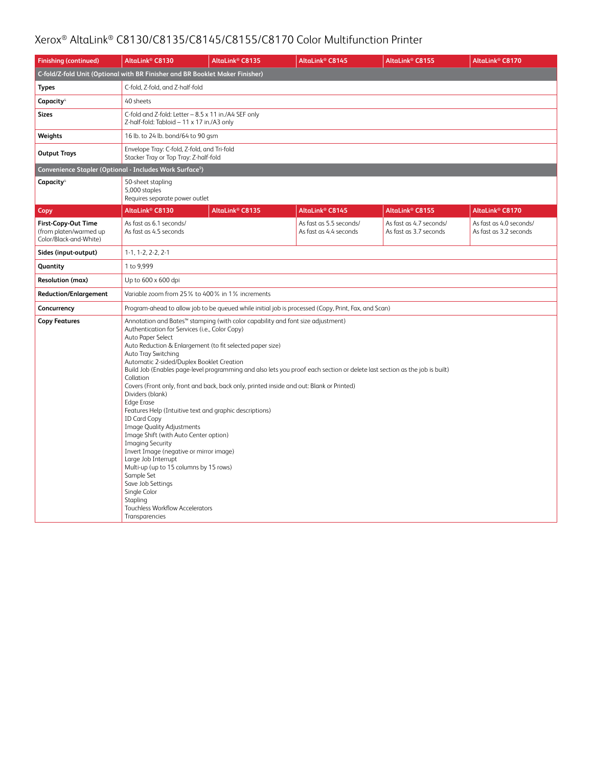# Xerox® AltaLink® C8130/C8135/C8145/C8155/C8170 Color Multifunction Printer

| Finishing (continued) | AltaLink® C8130 | AltaLink® C8135 | AltaLink® C8145 | AltaLink® C8155 | AltaLink® C8170 |
|---|---|---|---|---|---|
| **C-fold/Z-fold Unit (Optional with BR Finisher and BR Booklet Maker Finisher)** | | | | | |
| **Types** | C-fold, Z-fold, and Z-half-fold | | | | |
| **Capacity**[4] | 40 sheets | | | | |
| **Sizes** | C-fold and Z-fold: Letter – 8.5 x 11 in./A4 SEF only<br>Z-half-fold: Tabloid – 11 x 17 in./A3 only | | | | |
| **Weights** | 16 lb. to 24 lb. bond/64 to 90 gsm | | | | |
| **Output Trays** | Envelope Tray: C-fold, Z-fold, and Tri-fold<br>Stacker Tray or Top Tray: Z-half-fold | | | | |
| **Convenience Stapler (Optional - Includes Work Surface[5])** | | | | | |
| **Capacity**[4] | 50-sheet stapling<br>5,000 staples<br>Requires separate power outlet | | | | |

| Copy | AltaLink® C8130 | AltaLink® C8135 | AltaLink® C8145 | AltaLink® C8155 | AltaLink® C8170 |
|---|---|---|---|---|---|
| **First-Copy-Out Time** (from platen/warmed up Color/Black-and-White) | As fast as 6.1 seconds/<br>As fast as 4.5 seconds | | As fast as 5.5 seconds/<br>As fast as 4.4 seconds | As fast as 4.7 seconds/<br>As fast as 3.7 seconds | As fast as 4.0 seconds/<br>As fast as 3.2 seconds |
| **Sides (input-output)** | 1-1, 1-2, 2-2, 2-1 | | | | |
| **Quantity** | 1 to 9,999 | | | | |
| **Resolution (max)** | Up to 600 x 600 dpi | | | | |
| **Reduction/Enlargement** | Variable zoom from 25% to 400% in 1% increments | | | | |
| **Concurrency** | Program-ahead to allow job to be queued while initial job is processed (Copy, Print, Fax, and Scan) | | | | |
| **Copy Features** | Annotation and Bates™ stamping (with color capability and font size adjustment)<br>Authentication for Services (i.e., Color Copy)<br>Auto Paper Select<br>Auto Reduction & Enlargement (to fit selected paper size)<br>Auto Tray Switching<br>Automatic 2-sided/Duplex Booklet Creation<br>Build Job (Enables page-level programming and also lets you proof each section or delete last section as the job is built)<br>Collation<br>Covers (Front only, front and back, back only, printed inside and out: Blank or Printed)<br>Dividers (blank)<br>Edge Erase<br>Features Help (Intuitive text and graphic descriptions)<br>ID Card Copy<br>Image Quality Adjustments<br>Image Shift (with Auto Center option)<br>Imaging Security<br>Invert Image (negative or mirror image)<br>Large Job Interrupt<br>Multi-up (up to 15 columns by 15 rows)<br>Sample Set<br>Save Job Settings<br>Single Color<br>Stapling<br>Touchless Workflow Accelerators<br>Transparencies | | | | |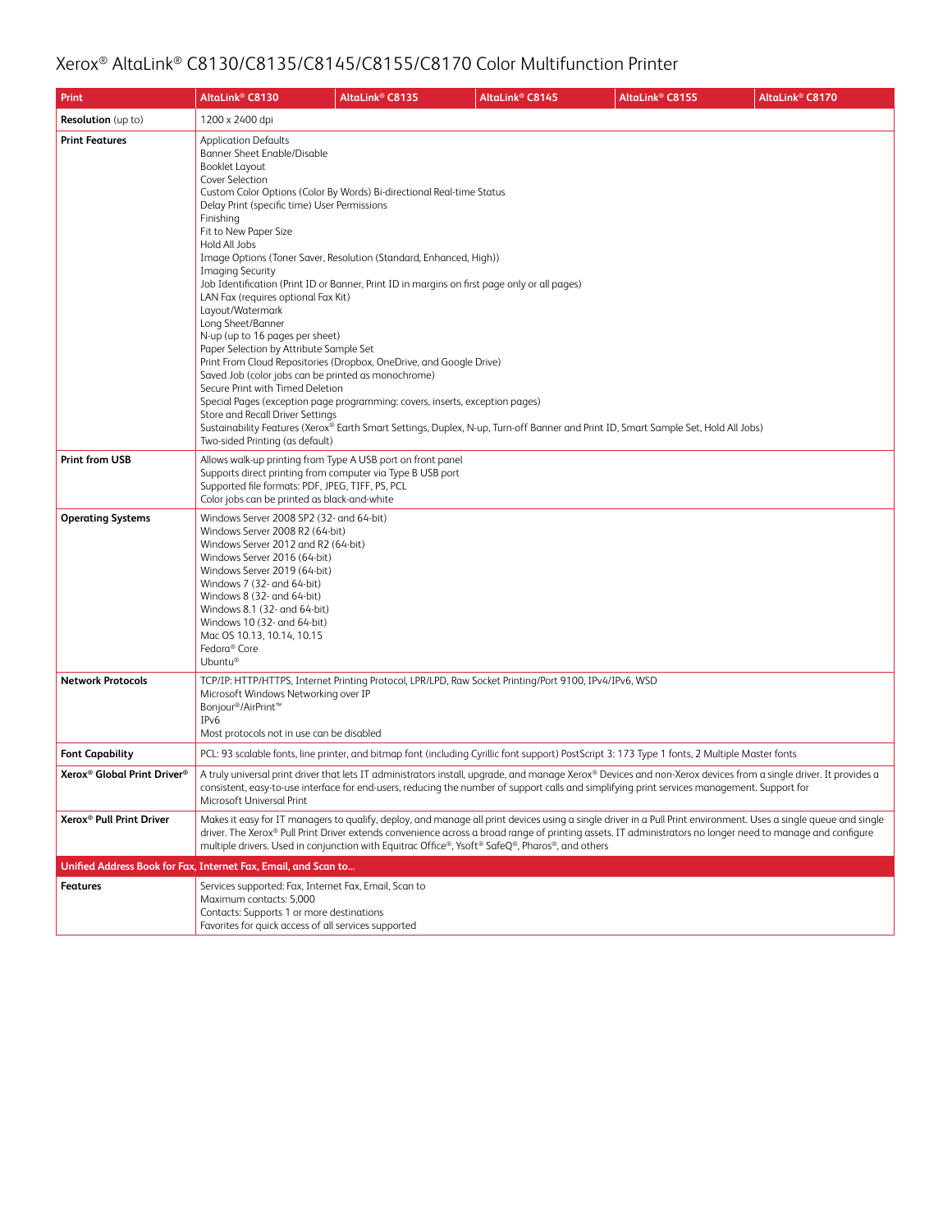# Xerox® AltaLink® C8130/C8135/C8145/C8155/C8170 Color Multifunction Printer

| Print | AltaLink® C8130 | AltaLink® C8135 | AltaLink® C8145 | AltaLink® C8155 | AltaLink® C8170 |
|---|---|---|---|---|---|
| **Resolution** (up to) | 1200 x 2400 dpi | | | | |
| **Print Features** | Application Defaults<br>Banner Sheet Enable/Disable<br>Booklet Layout<br>Cover Selection<br>Custom Color Options (Color By Words) Bi-directional Real-time Status<br>Delay Print (specific time) User Permissions<br>Finishing<br>Fit to New Paper Size<br>Hold All Jobs<br>Image Options (Toner Saver, Resolution (Standard, Enhanced, High))<br>Imaging Security<br>Job Identification (Print ID or Banner, Print ID in margins on first page only or all pages)<br>LAN Fax (requires optional Fax Kit)<br>Layout/Watermark<br>Long Sheet/Banner<br>N-up (up to 16 pages per sheet)<br>Paper Selection by Attribute Sample Set<br>Print From Cloud Repositories (Dropbox, OneDrive, and Google Drive)<br>Saved Job (color jobs can be printed as monochrome)<br>Secure Print with Timed Deletion<br>Special Pages (exception page programming: covers, inserts, exception pages)<br>Store and Recall Driver Settings<br>Sustainability Features (Xerox® Earth Smart Settings, Duplex, N-up, Turn-off Banner and Print ID, Smart Sample Set, Hold All Jobs)<br>Two-sided Printing (as default) | | | | |
| **Print from USB** | Allows walk-up printing from Type A USB port on front panel<br>Supports direct printing from computer via Type B USB port<br>Supported file formats: PDF, JPEG, TIFF, PS, PCL<br>Color jobs can be printed as black-and-white | | | | |
| **Operating Systems** | Windows Server 2008 SP2 (32- and 64-bit)<br>Windows Server 2008 R2 (64-bit)<br>Windows Server 2012 and R2 (64-bit)<br>Windows Server 2016 (64-bit)<br>Windows Server 2019 (64-bit)<br>Windows 7 (32- and 64-bit)<br>Windows 8 (32- and 64-bit)<br>Windows 8.1 (32- and 64-bit)<br>Windows 10 (32- and 64-bit)<br>Mac OS 10.13, 10.14, 10.15<br>Fedora® Core<br>Ubuntu® | | | | |
| **Network Protocols** | TCP/IP: HTTP/HTTPS, Internet Printing Protocol, LPR/LPD, Raw Socket Printing/Port 9100, IPv4/IPv6, WSD<br>Microsoft Windows Networking over IP<br>Bonjour®/AirPrint™<br>IPv6<br>Most protocols not in use can be disabled | | | | |
| **Font Capability** | PCL: 93 scalable fonts, line printer, and bitmap font (including Cyrillic font support) PostScript 3: 173 Type 1 fonts, 2 Multiple Master fonts | | | | |
| **Xerox® Global Print Driver®** | A truly universal print driver that lets IT administrators install, upgrade, and manage Xerox® Devices and non-Xerox devices from a single driver. It provides a consistent, easy-to-use interface for end-users, reducing the number of support calls and simplifying print services management. Support for Microsoft Universal Print | | | | |
| **Xerox® Pull Print Driver** | Makes it easy for IT managers to qualify, deploy, and manage all print devices using a single driver in a Pull Print environment. Uses a single queue and single driver. The Xerox® Pull Print Driver extends convenience across a broad range of printing assets. IT administrators no longer need to manage and configure multiple drivers. Used in conjunction with Equitrac Office®, Ysoft® SafeQ®, Pharos®, and others | | | | |
| **Unified Address Book for Fax, Internet Fax, Email, and Scan to...** | | | | | |
| **Features** | Services supported: Fax, Internet Fax, Email, Scan to<br>Maximum contacts: 5,000<br>Contacts: Supports 1 or more destinations<br>Favorites for quick access of all services supported | | | | |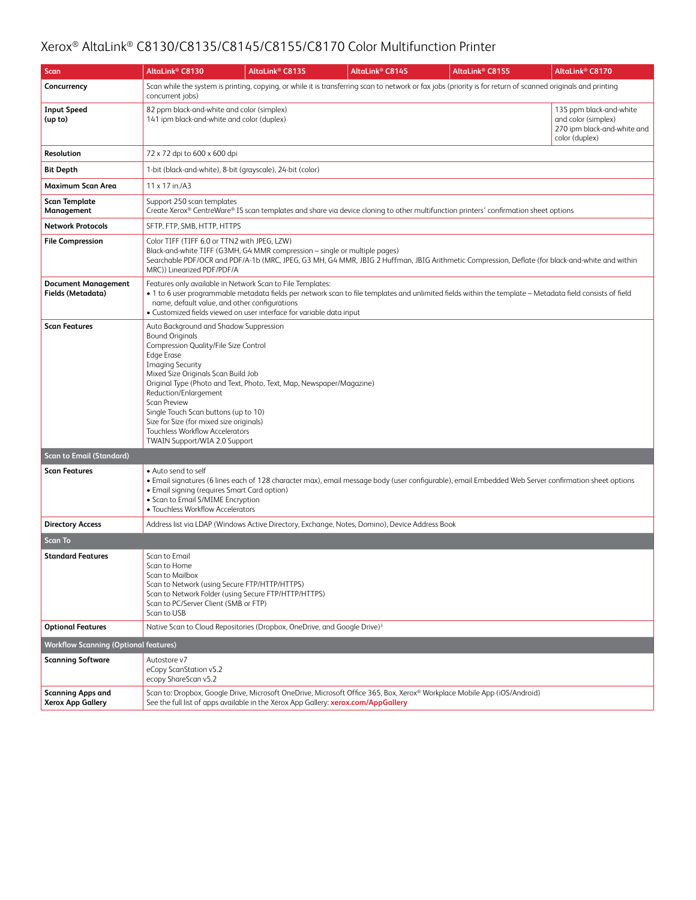# Xerox® AltaLink® C8130/C8135/C8145/C8155/C8170 Color Multifunction Printer

| Scan | AltaLink® C8130 | AltaLink® C8135 | AltaLink® C8145 | AltaLink® C8155 | AltaLink® C8170 |
|---|---|---|---|---|---|
| **Concurrency** | Scan while the system is printing, copying, or while it is transferring scan to network or fax jobs (priority is for return of scanned originals and printing concurrent jobs) | | | | |
| **Input Speed (up to)** | 82 ppm black-and-white and color (simplex)<br>141 ipm black-and-white and color (duplex) | | | | 135 ppm black-and-white and color (simplex)<br>270 ipm black-and-white and color (duplex) |
| **Resolution** | 72 x 72 dpi to 600 x 600 dpi | | | | |
| **Bit Depth** | 1-bit (black-and-white), 8-bit (grayscale), 24-bit (color) | | | | |
| **Maximum Scan Area** | 11 x 17 in./A3 | | | | |
| **Scan Template Management** | Support 250 scan templates<br>Create Xerox® CentreWare® IS scan templates and share via device cloning to other multifunction printers' confirmation sheet options | | | | |
| **Network Protocols** | SFTP, FTP, SMB, HTTP, HTTPS | | | | |
| **File Compression** | Color TIFF (TIFF 6.0 or TTN2 with JPEG, LZW)<br>Black-and-white TIFF (G3MH, G4 MMR compression – single or multiple pages)<br>Searchable PDF/OCR and PDF/A-1b (MRC, JPEG, G3 MH, G4 MMR, JBIG 2 Huffman, JBIG Arithmetic Compression, Deflate (for black-and-white and within MRC)) Linearized PDF/PDF/A | | | | |
| **Document Management Fields (Metadata)** | Features only available in Network Scan to File Templates:<br>• 1 to 6 user programmable metadata fields per network scan to file templates and unlimited fields within the template – Metadata field consists of field name, default value, and other configurations<br>• Customized fields viewed on user interface for variable data input | | | | |
| **Scan Features** | Auto Background and Shadow Suppression<br>Bound Originals<br>Compression Quality/File Size Control<br>Edge Erase<br>Imaging Security<br>Mixed Size Originals Scan Build Job<br>Original Type (Photo and Text, Photo, Text, Map, Newspaper/Magazine)<br>Reduction/Enlargement<br>Scan Preview<br>Single Touch Scan buttons (up to 10)<br>Size for Size (for mixed size originals)<br>Touchless Workflow Accelerators<br>TWAIN Support/WIA 2.0 Support | | | | |
| **Scan to Email (Standard)** | | | | | |
| **Scan Features** | • Auto send to self<br>• Email signatures (6 lines each of 128 character max), email message body (user configurable), email Embedded Web Server confirmation sheet options<br>• Email signing (requires Smart Card option)<br>• Scan to Email S/MIME Encryption<br>• Touchless Workflow Accelerators | | | | |
| **Directory Access** | Address list via LDAP (Windows Active Directory, Exchange, Notes, Domino), Device Address Book | | | | |
| **Scan To** | | | | | |
| **Standard Features** | Scan to Email<br>Scan to Home<br>Scan to Mailbox<br>Scan to Network (using Secure FTP/HTTP/HTTPS)<br>Scan to Network Folder (using Secure FTP/HTTP/HTTPS)<br>Scan to PC/Server Client (SMB or FTP)<br>Scan to USB | | | | |
| **Optional Features** | Native Scan to Cloud Repositories (Dropbox, OneDrive, and Google Drive)[3] | | | | |
| **Workflow Scanning (Optional features)** | | | | | |
| **Scanning Software** | Autostore v7<br>eCopy ScanStation v5.2<br>ecopy ShareScan v5.2 | | | | |
| **Scanning Apps and Xerox App Gallery** | Scan to: Dropbox, Google Drive, Microsoft OneDrive, Microsoft Office 365, Box, Xerox® Workplace Mobile App (iOS/Android)<br>See the full list of apps available in the Xerox App Gallery: **xerox.com/AppGallery** | | | | |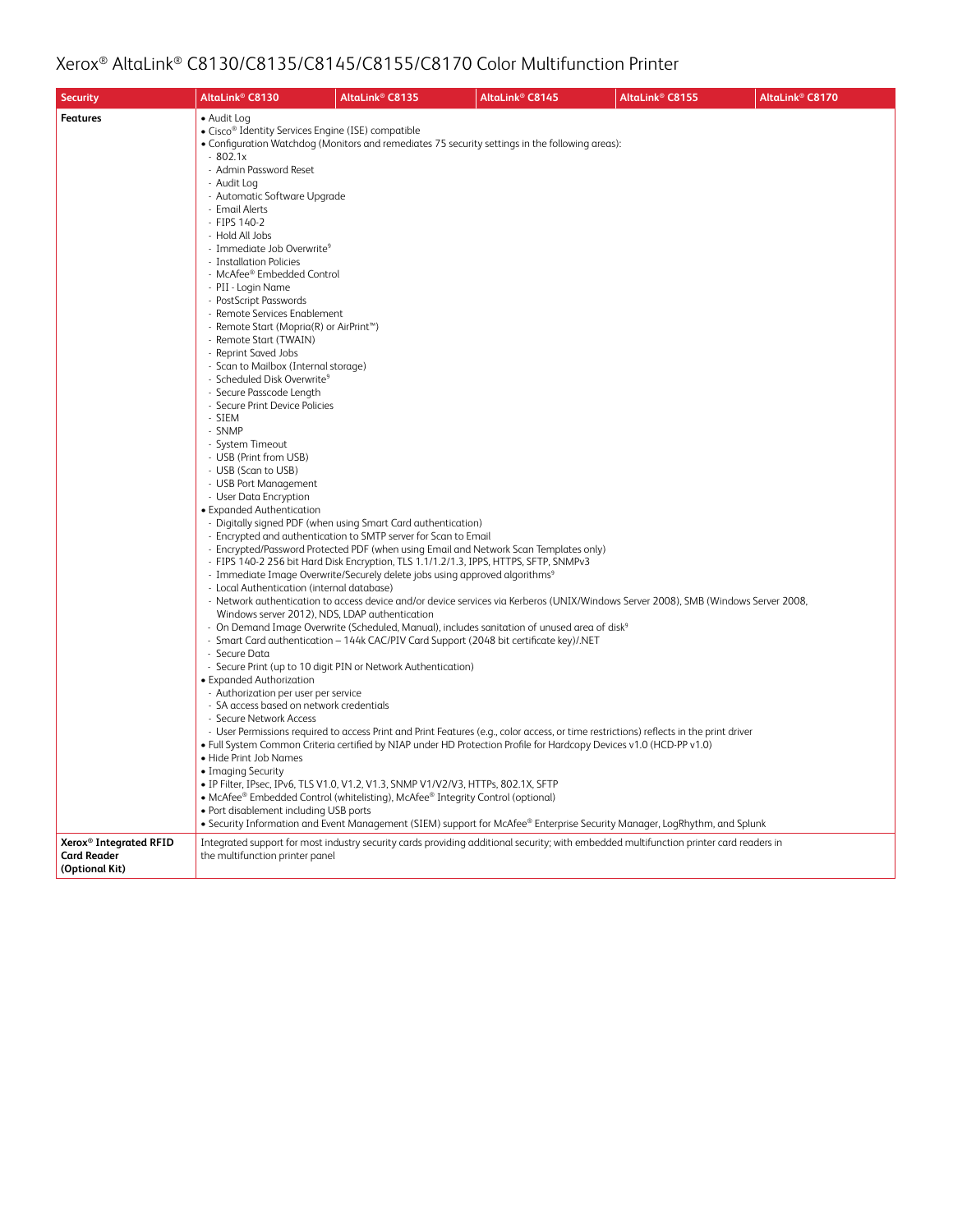# Xerox® AltaLink® C8130/C8135/C8145/C8155/C8170 Color Multifunction Printer

| Security | AltaLink® C8130 | AltaLink® C8135 | AltaLink® C8145 | AltaLink® C8155 | AltaLink® C8170 |
|---|---|---|---|---|---|
| **Features** | • Audit Log<br>• Cisco® Identity Services Engine (ISE) compatible<br>• Configuration Watchdog (Monitors and remediates 75 security settings in the following areas):<br>- 802.1x<br>- Admin Password Reset<br>- Audit Log<br>- Automatic Software Upgrade<br>- Email Alerts<br>- FIPS 140-2<br>- Hold All Jobs<br>- Immediate Job Overwrite[9]<br>- Installation Policies<br>- McAfee® Embedded Control<br>- PII - Login Name<br>- PostScript Passwords<br>- Remote Services Enablement<br>- Remote Start (Mopria(R) or AirPrint™)<br>- Remote Start (TWAIN)<br>- Reprint Saved Jobs<br>- Scan to Mailbox (Internal storage)<br>- Scheduled Disk Overwrite[9]<br>- Secure Passcode Length<br>- Secure Print Device Policies<br>- SIEM<br>- SNMP<br>- System Timeout<br>- USB (Print from USB)<br>- USB (Scan to USB)<br>- USB Port Management<br>- User Data Encryption<br>• Expanded Authentication<br>- Digitally signed PDF (when using Smart Card authentication)<br>- Encrypted and authentication to SMTP server for Scan to Email<br>- Encrypted/Password Protected PDF (when using Email and Network Scan Templates only)<br>- FIPS 140-2 256 bit Hard Disk Encryption, TLS 1.1/1.2/1.3, IPPS, HTTPS, SFTP, SNMPv3<br>- Immediate Image Overwrite/Securely delete jobs using approved algorithms[9]<br>- Local Authentication (internal database)<br>- Network authentication to access device and/or device services via Kerberos (UNIX/Windows Server 2008), SMB (Windows Server 2008, Windows server 2012), NDS, LDAP authentication<br>- On Demand Image Overwrite (Scheduled, Manual), includes sanitation of unused area of disk[9]<br>- Smart Card authentication – 144k CAC/PIV Card Support (2048 bit certificate key)/.NET<br>- Secure Data<br>- Secure Print (up to 10 digit PIN or Network Authentication)<br>• Expanded Authorization<br>- Authorization per user per service<br>- SA access based on network credentials<br>- Secure Network Access<br>- User Permissions required to access Print and Print Features (e.g., color access, or time restrictions) reflects in the print driver<br>• Full System Common Criteria certified by NIAP under HD Protection Profile for Hardcopy Devices v1.0 (HCD-PP v1.0)<br>• Hide Print Job Names<br>• Imaging Security<br>• IP Filter, IPsec, IPv6, TLS V1.0, V1.2, V1.3, SNMP V1/V2/V3, HTTPs, 802.1X, SFTP<br>• McAfee® Embedded Control (whitelisting), McAfee® Integrity Control (optional)<br>• Port disablement including USB ports<br>• Security Information and Event Management (SIEM) support for McAfee® Enterprise Security Manager, LogRhythm, and Splunk | | | | |
| **Xerox® Integrated RFID Card Reader (Optional Kit)** | Integrated support for most industry security cards providing additional security; with embedded multifunction printer card readers in the multifunction printer panel | | | | |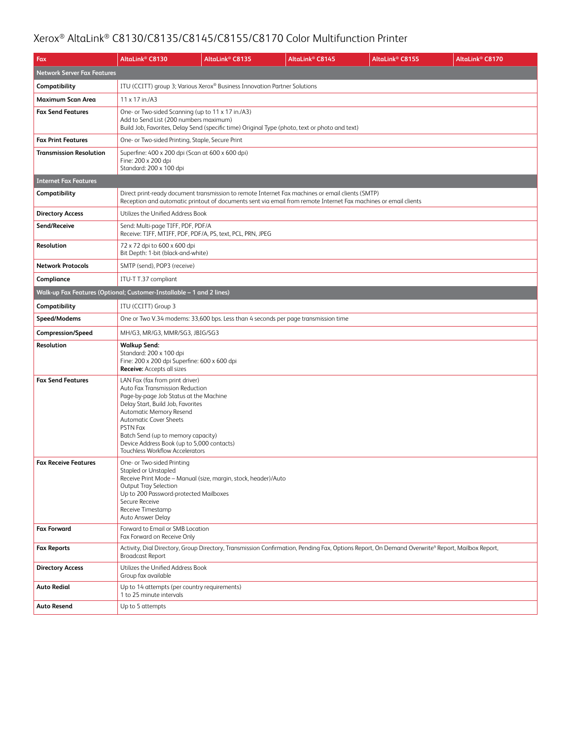# Xerox® AltaLink® C8130/C8135/C8145/C8155/C8170 Color Multifunction Printer

| Fax | AltaLink® C8130 | AltaLink® C8135 | AltaLink® C8145 | AltaLink® C8155 | AltaLink® C8170 |
| --- | --- | --- | --- | --- | --- |
| **Network Server Fax Features** | | | | | |
| **Compatibility** | ITU (CCITT) group 3; Various Xerox® Business Innovation Partner Solutions | | | | |
| **Maximum Scan Area** | 11 x 17 in./A3 | | | | |
| **Fax Send Features** | One- or Two-sided Scanning (up to 11 x 17 in./A3)<br>Add to Send List (200 numbers maximum)<br>Build Job, Favorites, Delay Send (specific time) Original Type (photo, text or photo and text) | | | | |
| **Fax Print Features** | One- or Two-sided Printing, Staple, Secure Print | | | | |
| **Transmission Resolution** | Superfine: 400 x 200 dpi (Scan at 600 x 600 dpi)<br>Fine: 200 x 200 dpi<br>Standard: 200 x 100 dpi | | | | |
| **Internet Fax Features** | | | | | |
| **Compatibility** | Direct print-ready document transmission to remote Internet Fax machines or email clients (SMTP)<br>Reception and automatic printout of documents sent via email from remote Internet Fax machines or email clients | | | | |
| **Directory Access** | Utilizes the Unified Address Book | | | | |
| **Send/Receive** | Send: Multi-page TIFF, PDF, PDF/A<br>Receive: TIFF, MTIFF, PDF, PDF/A, PS, text, PCL, PRN, JPEG | | | | |
| **Resolution** | 72 x 72 dpi to 600 x 600 dpi<br>Bit Depth: 1-bit (black-and-white) | | | | |
| **Network Protocols** | SMTP (send), POP3 (receive) | | | | |
| **Compliance** | ITU-T T.37 compliant | | | | |
| **Walk-up Fax Features (Optional; Customer-Installable – 1 and 2 lines)** | | | | | |
| **Compatibility** | ITU (CCITT) Group 3 | | | | |
| **Speed/Modems** | One or Two V.34 modems: 33,600 bps. Less than 4 seconds per page transmission time | | | | |
| **Compression/Speed** | MH/G3, MR/G3, MMR/SG3, JBIG/SG3 | | | | |
| **Resolution** | **Walkup Send:**<br>Standard: 200 x 100 dpi<br>Fine: 200 x 200 dpi Superfine: 600 x 600 dpi<br>**Receive:** Accepts all sizes | | | | |
| **Fax Send Features** | LAN Fax (fax from print driver)<br>Auto Fax Transmission Reduction<br>Page-by-page Job Status at the Machine<br>Delay Start, Build Job, Favorites<br>Automatic Memory Resend<br>Automatic Cover Sheets<br>PSTN Fax<br>Batch Send (up to memory capacity)<br>Device Address Book (up to 5,000 contacts)<br>Touchless Workflow Accelerators | | | | |
| **Fax Receive Features** | One- or Two-sided Printing<br>Stapled or Unstapled<br>Receive Print Mode – Manual (size, margin, stock, header)/Auto<br>Output Tray Selection<br>Up to 200 Password-protected Mailboxes<br>Secure Receive<br>Receive Timestamp<br>Auto Answer Delay | | | | |
| **Fax Forward** | Forward to Email or SMB Location<br>Fax Forward on Receive Only | | | | |
| **Fax Reports** | Activity, Dial Directory, Group Directory, Transmission Confirmation, Pending Fax, Options Report, On Demand Overwrite® Report, Mailbox Report, Broadcast Report | | | | |
| **Directory Access** | Utilizes the Unified Address Book<br>Group fax available | | | | |
| **Auto Redial** | Up to 14 attempts (per country requirements)<br>1 to 25 minute intervals | | | | |
| **Auto Resend** | Up to 5 attempts | | | | |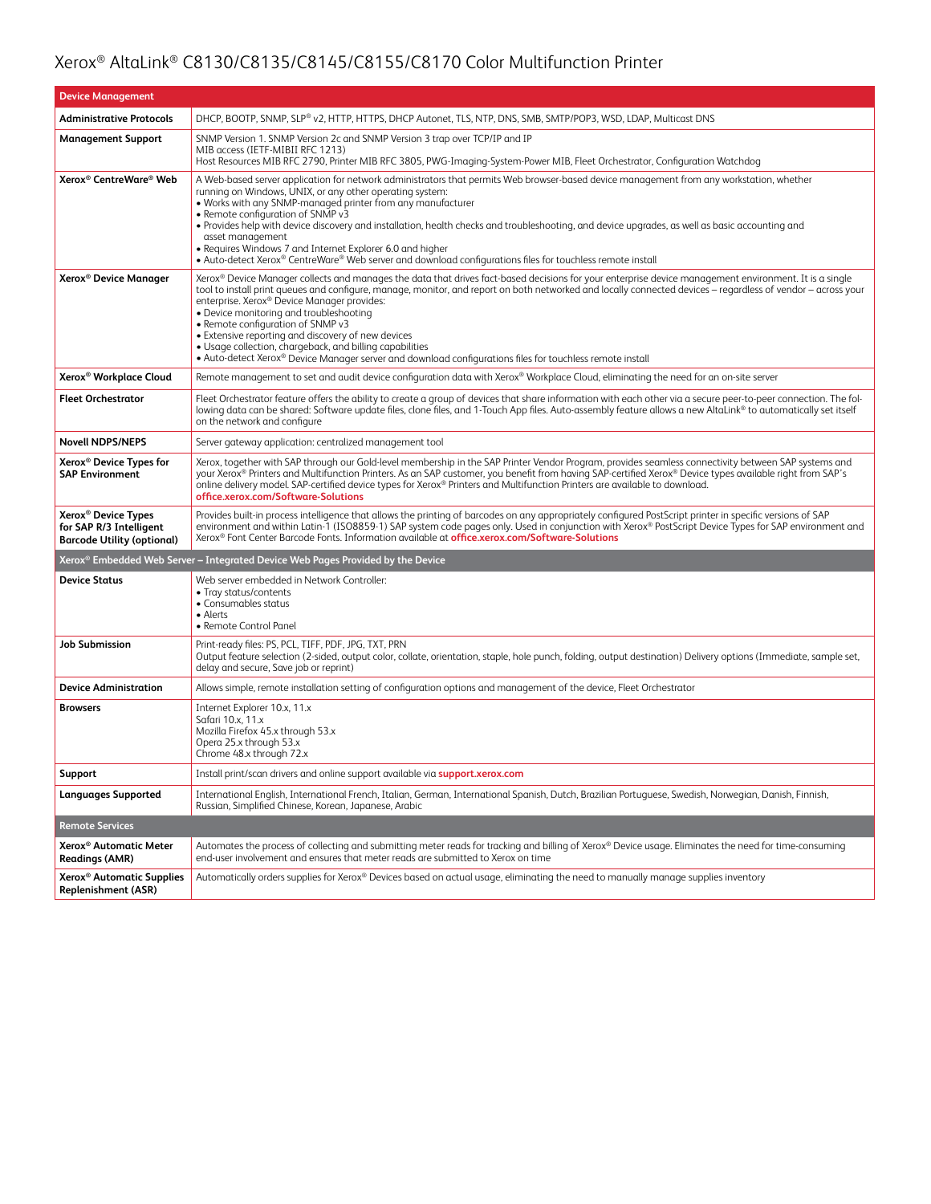# Xerox® AltaLink® C8130/C8135/C8145/C8155/C8170 Color Multifunction Printer

| Device Management | |
|---|---|
| **Administrative Protocols** | DHCP, BOOTP, SNMP, SLP® v2, HTTP, HTTPS, DHCP Autonet, TLS, NTP, DNS, SMB, SMTP/POP3, WSD, LDAP, Multicast DNS |
| **Management Support** | SNMP Version 1. SNMP Version 2c and SNMP Version 3 trap over TCP/IP and IP<br>MIB access (IETF-MIBII RFC 1213)<br>Host Resources MIB RFC 2790, Printer MIB RFC 3805, PWG-Imaging-System-Power MIB, Fleet Orchestrator, Configuration Watchdog |
| **Xerox® CentreWare® Web** | A Web-based server application for network administrators that permits Web browser-based device management from any workstation, whether running on Windows, UNIX, or any other operating system:<br>• Works with any SNMP-managed printer from any manufacturer<br>• Remote configuration of SNMP v3<br>• Provides help with device discovery and installation, health checks and troubleshooting, and device upgrades, as well as basic accounting and asset management<br>• Requires Windows 7 and Internet Explorer 6.0 and higher<br>• Auto-detect Xerox® CentreWare® Web server and download configurations files for touchless remote install |
| **Xerox® Device Manager** | Xerox® Device Manager collects and manages the data that drives fact-based decisions for your enterprise device management environment. It is a single tool to install print queues and configure, manage, monitor, and report on both networked and locally connected devices – regardless of vendor – across your enterprise. Xerox® Device Manager provides:<br>• Device monitoring and troubleshooting<br>• Remote configuration of SNMP v3<br>• Extensive reporting and discovery of new devices<br>• Usage collection, chargeback, and billing capabilities<br>• Auto-detect Xerox® Device Manager server and download configurations files for touchless remote install |
| **Xerox® Workplace Cloud** | Remote management to set and audit device configuration data with Xerox® Workplace Cloud, eliminating the need for an on-site server |
| **Fleet Orchestrator** | Fleet Orchestrator feature offers the ability to create a group of devices that share information with each other via a secure peer-to-peer connection. The following data can be shared: Software update files, clone files, and 1-Touch App files. Auto-assembly feature allows a new AltaLink® to automatically set itself on the network and configure |
| **Novell NDPS/NEPS** | Server gateway application: centralized management tool |
| **Xerox® Device Types for SAP Environment** | Xerox, together with SAP through our Gold-level membership in the SAP Printer Vendor Program, provides seamless connectivity between SAP systems and your Xerox® Printers and Multifunction Printers. As an SAP customer, you benefit from having SAP-certified Xerox® Device types available right from SAP's online delivery model. SAP-certified device types for Xerox® Printers and Multifunction Printers are available to download.<br>**office.xerox.com/Software-Solutions** |
| **Xerox® Device Types for SAP R/3 Intelligent Barcode Utility (optional)** | Provides built-in process intelligence that allows the printing of barcodes on any appropriately configured PostScript printer in specific versions of SAP environment and within Latin-1 (ISO8859-1) SAP system code pages only. Used in conjunction with Xerox® PostScript Device Types for SAP environment and Xerox® Font Center Barcode Fonts. Information available at **office.xerox.com/Software-Solutions** |
| **Xerox® Embedded Web Server – Integrated Device Web Pages Provided by the Device** | |
| **Device Status** | Web server embedded in Network Controller:<br>• Tray status/contents<br>• Consumables status<br>• Alerts<br>• Remote Control Panel |
| **Job Submission** | Print-ready files: PS, PCL, TIFF, PDF, JPG, TXT, PRN<br>Output feature selection (2-sided, output color, collate, orientation, staple, hole punch, folding, output destination) Delivery options (Immediate, sample set, delay and secure, Save job or reprint) |
| **Device Administration** | Allows simple, remote installation setting of configuration options and management of the device, Fleet Orchestrator |
| **Browsers** | Internet Explorer 10.x, 11.x<br>Safari 10.x, 11.x<br>Mozilla Firefox 45.x through 53.x<br>Opera 25.x through 53.x<br>Chrome 48.x through 72.x |
| **Support** | Install print/scan drivers and online support available via **support.xerox.com** |
| **Languages Supported** | International English, International French, Italian, German, International Spanish, Dutch, Brazilian Portuguese, Swedish, Norwegian, Danish, Finnish, Russian, Simplified Chinese, Korean, Japanese, Arabic |
| **Remote Services** | |
| **Xerox® Automatic Meter Readings (AMR)** | Automates the process of collecting and submitting meter reads for tracking and billing of Xerox® Device usage. Eliminates the need for time-consuming end-user involvement and ensures that meter reads are submitted to Xerox on time |
| **Xerox® Automatic Supplies Replenishment (ASR)** | Automatically orders supplies for Xerox® Devices based on actual usage, eliminating the need to manually manage supplies inventory |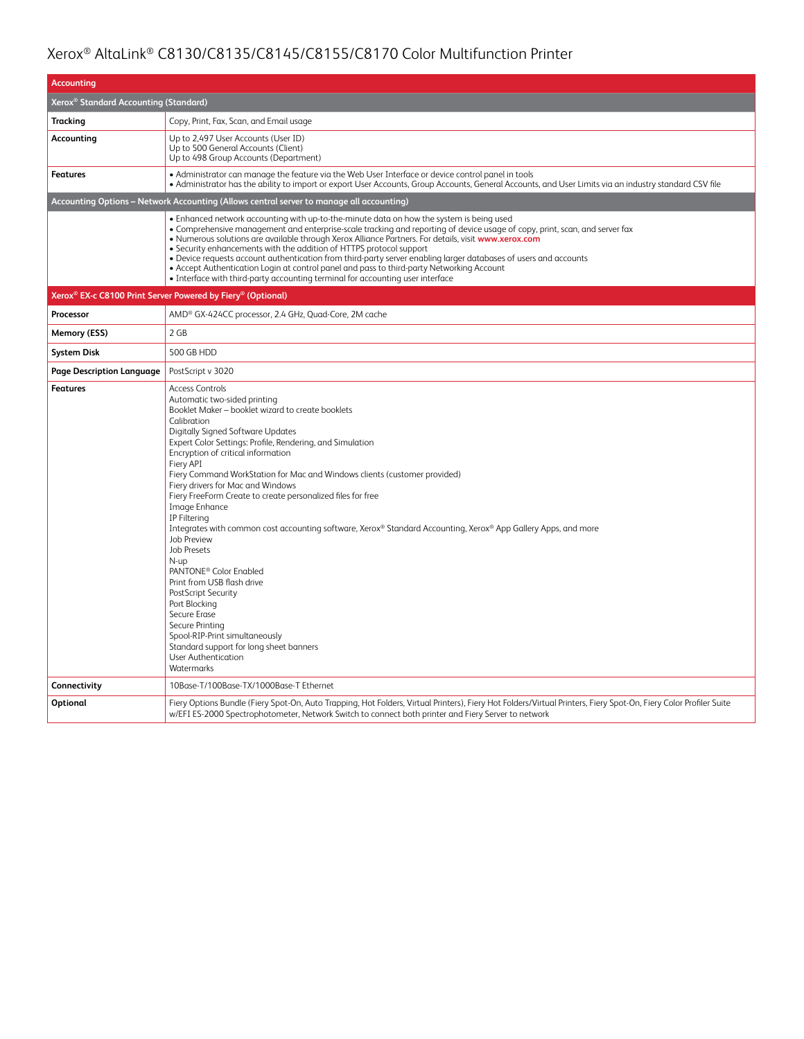| Accounting | |
|---|---|
| **Xerox® Standard Accounting (Standard)** | |
| **Tracking** | Copy, Print, Fax, Scan, and Email usage |
| **Accounting** | Up to 2,497 User Accounts (User ID)<br>Up to 500 General Accounts (Client)<br>Up to 498 Group Accounts (Department) |
| **Features** | • Administrator can manage the feature via the Web User Interface or device control panel in tools<br>• Administrator has the ability to import or export User Accounts, Group Accounts, General Accounts, and User Limits via an industry standard CSV file |
| **Accounting Options – Network Accounting (Allows central server to manage all accounting)** | |
| | • Enhanced network accounting with up-to-the-minute data on how the system is being used<br>• Comprehensive management and enterprise-scale tracking and reporting of device usage of copy, print, scan, and server fax<br>• Numerous solutions are available through Xerox Alliance Partners. For details, visit www.xerox.com<br>• Security enhancements with the addition of HTTPS protocol support<br>• Device requests account authentication from third-party server enabling larger databases of users and accounts<br>• Accept Authentication Login at control panel and pass to third-party Networking Account<br>• Interface with third-party accounting terminal for accounting user interface |
| **Xerox® EX-c C8100 Print Server Powered by Fiery® (Optional)** | |
| **Processor** | AMD® GX-424CC processor, 2.4 GHz, Quad-Core, 2M cache |
| **Memory (ESS)** | 2 GB |
| **System Disk** | 500 GB HDD |
| **Page Description Language** | PostScript v 3020 |
| **Features** | Access Controls<br>Automatic two-sided printing<br>Booklet Maker – booklet wizard to create booklets<br>Calibration<br>Digitally Signed Software Updates<br>Expert Color Settings: Profile, Rendering, and Simulation<br>Encryption of critical information<br>Fiery API<br>Fiery Command WorkStation for Mac and Windows clients (customer provided)<br>Fiery drivers for Mac and Windows<br>Fiery FreeForm Create to create personalized files for free<br>Image Enhance<br>IP Filtering<br>Integrates with common cost accounting software, Xerox® Standard Accounting, Xerox® App Gallery Apps, and more<br>Job Preview<br>Job Presets<br>N-up<br>PANTONE® Color Enabled<br>Print from USB flash drive<br>PostScript Security<br>Port Blocking<br>Secure Erase<br>Secure Printing<br>Spool-RIP-Print simultaneously<br>Standard support for long sheet banners<br>User Authentication<br>Watermarks |
| **Connectivity** | 10Base-T/100Base-TX/1000Base-T Ethernet |
| **Optional** | Fiery Options Bundle (Fiery Spot-On, Auto Trapping, Hot Folders, Virtual Printers), Fiery Hot Folders/Virtual Printers, Fiery Spot-On, Fiery Color Profiler Suite w/EFI ES-2000 Spectrophotometer, Network Switch to connect both printer and Fiery Server to network |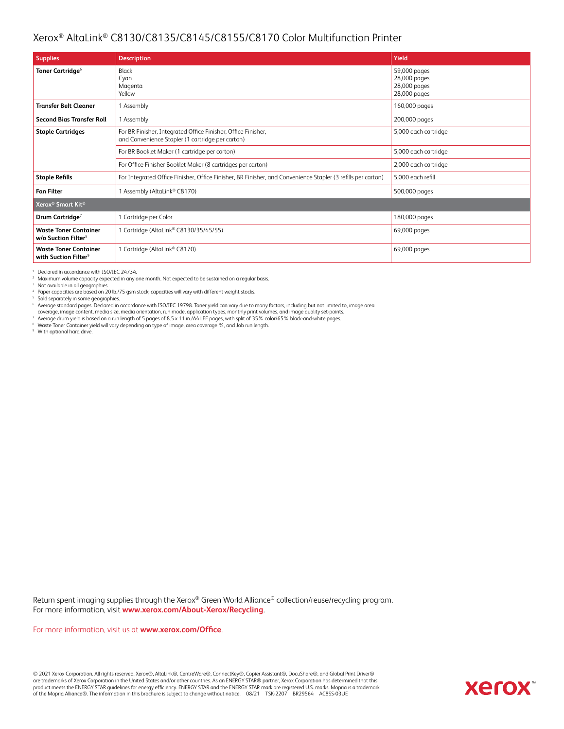| Supplies | Description | Yield |
|---|---|---|
| **Toner Cartridge**[6] | Black<br>Cyan<br>Magenta<br>Yellow | 59,000 pages<br>28,000 pages<br>28,000 pages<br>28,000 pages |
| **Transfer Belt Cleaner** | 1 Assembly | 160,000 pages |
| **Second Bias Transfer Roll** | 1 Assembly | 200,000 pages |
| **Staple Cartridges** | For BR Finisher, Integrated Office Finisher, Office Finisher, and Convenience Stapler (1 cartridge per carton) | 5,000 each cartridge |
| | For BR Booklet Maker (1 cartridge per carton) | 5,000 each cartridge |
| | For Office Finisher Booklet Maker (8 cartridges per carton) | 2,000 each cartridge |
| **Staple Refills** | For Integrated Office Finisher, Office Finisher, BR Finisher, and Convenience Stapler (3 refills per carton) | 5,000 each refill |
| **Fan Filter** | 1 Assembly (AltaLink® C8170) | 500,000 pages |
| **Xerox® Smart Kit®** | | |
| **Drum Cartridge**[7] | 1 Cartridge per Color | 180,000 pages |
| **Waste Toner Container w/o Suction Filter**[8] | 1 Cartridge (AltaLink® C8130/35/45/55) | 69,000 pages |
| **Waste Toner Container with Suction Filter**[9] | 1 Cartridge (AltaLink® C8170) | 69,000 pages |

[1] Declared in accordance with ISO/IEC 24734.
[2] Maximum volume capacity expected in any one month. Not expected to be sustained on a regular basis.
[3] Not available in all geographies.
[4] Paper capacities are based on 20 lb./75 gsm stock; capacities will vary with different weight stocks.
[5] Sold separately in some geographies.
[6] Average standard pages. Declared in accordance with ISO/IEC 19798. Toner yield can vary due to many factors, including but not limited to, image area coverage, image content, media size, media orientation, run mode, application types, monthly print volumes, and image quality set-points.
[7] Average drum yield is based on a run length of 5 pages of 8.5 x 11 in./A4 LEF pages, with split of 35% color/65% black-and-white pages.
[8] Waste Toner Container yield will vary depending on type of image, area coverage %, and Job run length.
[9] With optional hard drive.

Return spent imaging supplies through the Xerox® Green World Alliance® collection/reuse/recycling program.
For more information, visit **www.xerox.com/About-Xerox/Recycling**.

For more information, visit us at **www.xerox.com/Office**.

© 2021 Xerox Corporation. All rights reserved. Xerox®, AltaLink®, CentreWare®, ConnectKey®, Copier Assistant®, DocuShare®, and Global Print Driver® are trademarks of Xerox Corporation in the United States and/or other countries. As an ENERGY STAR® partner, Xerox Corporation has determined that this product meets the ENERGY STAR guidelines for energy efficiency. ENERGY STAR and the ENERGY STAR mark are registered U.S. marks. Mopria is a trademark of the Mopria Alliance®. The information in this brochure is subject to change without notice. 08/21 TSK-2207 BR29564 AC8SS-03UE